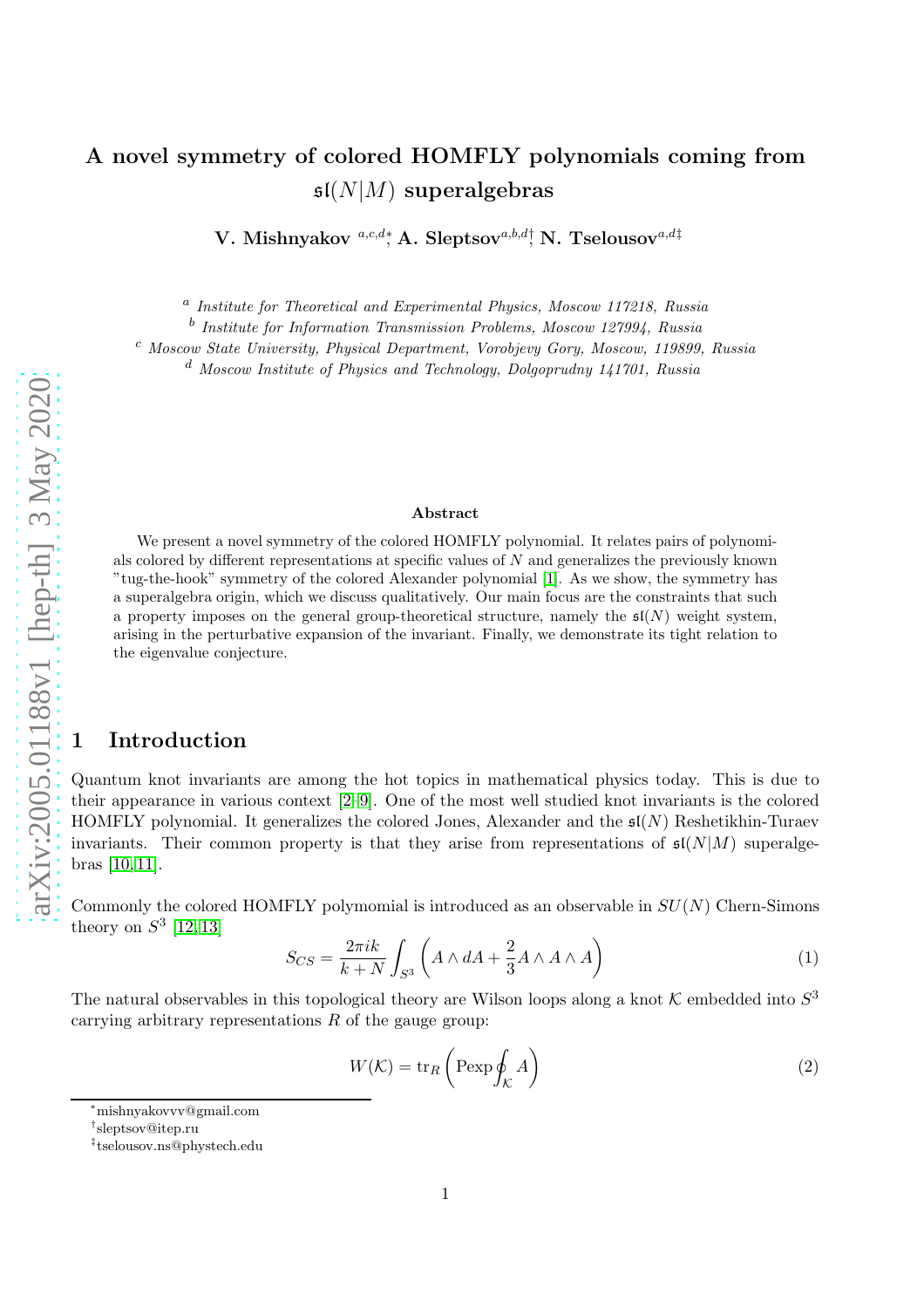# A novel symmetry of colored HOMFLY polynomials coming from $\mathfrak{sl}(N|M)$ superalgebras

**V. Mishnyakov** [a,c,d]*, **A. Sleptsov** [a,b,d]†, **N. Tselousov** [a,d]‡

[a] *Institute for Theoretical and Experimental Physics, Moscow 117218, Russia*
[b] *Institute for Information Transmission Problems, Moscow 127994, Russia*
[c] *Moscow State University, Physical Department, Vorobjevy Gory, Moscow, 119899, Russia*
[d] *Moscow Institute of Physics and Technology, Dolgoprudny 141701, Russia*

### Abstract

We present a novel symmetry of the colored HOMFLY polynomial. It relates pairs of polynomials colored by different representations at specific values of $N$ and generalizes the previously known "tug-the-hook" symmetry of the colored Alexander polynomial [1]. As we show, the symmetry has a superalgebra origin, which we discuss qualitatively. Our main focus are the constraints that such a property imposes on the general group-theoretical structure, namely the $\mathfrak{sl}(N)$ weight system, arising in the perturbative expansion of the invariant. Finally, we demonstrate its tight relation to the eigenvalue conjecture.

## 1 Introduction

Quantum knot invariants are among the hot topics in mathematical physics today. This is due to their appearance in various context [2–9]. One of the most well studied knot invariants is the colored HOMFLY polynomial. It generalizes the colored Jones, Alexander and the $\mathfrak{sl}(N)$ Reshetikhin-Turaev invariants. Their common property is that they arise from representations of $\mathfrak{sl}(N|M)$ superalgebras [10, 11].

Commonly the colored HOMFLY polymomial is introduced as an observable in $SU(N)$ Chern-Simons theory on $S^3$ [12, 13]

$$S_{CS} = \frac{2\pi ik}{k+N} \int_{S^3} \left( A \wedge dA + \frac{2}{3} A \wedge A \wedge A \right) \tag{1}$$

The natural observables in this topological theory are Wilson loops along a knot $\mathcal{K}$ embedded into $S^3$ carrying arbitrary representations $R$ of the gauge group:

$$W(\mathcal{K}) = \mathrm{tr}_R \left( \mathrm{Pexp} \oint_{\mathcal{K}} A \right) \tag{2}$$

*mishnyakovvv@gmail.com
†sleptsov@itep.ru
‡tselousov.ns@phystech.edu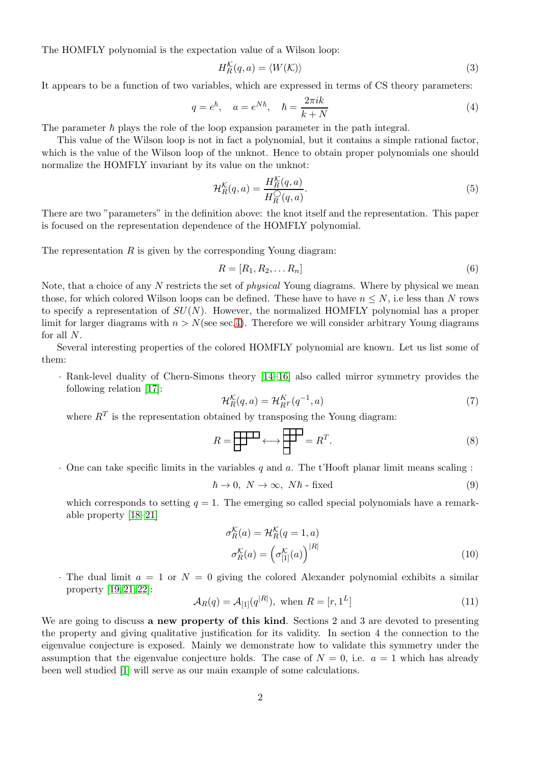The HOMFLY polynomial is the expectation value of a Wilson loop:

$$H_R^{\mathcal{K}}(q,a) = \langle W(\mathcal{K})\rangle \tag{3}$$

It appears to be a function of two variables, which are expressed in terms of CS theory parameters:

$$q = e^{\hbar}, \quad a = e^{N\hbar}, \quad \hbar = \frac{2\pi i k}{k+N} \tag{4}$$

The parameter $\hbar$ plays the role of the loop expansion parameter in the path integral.

This value of the Wilson loop is not in fact a polynomial, but it contains a simple rational factor, which is the value of the Wilson loop of the unknot. Hence to obtain proper polynomials one should normalize the HOMFLY invariant by its value on the unknot:

$$\mathcal{H}_R^{\mathcal{K}}(q,a) = \frac{H_R^{\mathcal{K}}(q,a)}{H_R^{\bigcirc}(q,a)}. \tag{5}$$

There are two "parameters" in the definition above: the knot itself and the representation. This paper is focused on the representation dependence of the HOMFLY polynomial.

The representation $R$ is given by the corresponding Young diagram:

$$R = [R_1, R_2, \dots R_n] \tag{6}$$

Note, that a choice of any $N$ restricts the set of *physical* Young diagrams. Where by physical we mean those, for which colored Wilson loops can be defined. These have to have $n \leq N$, i.e less than $N$ rows to specify a representation of $SU(N)$. However, the normalized HOMFLY polynomial has a proper limit for larger diagrams with $n > N$(see sec.4). Therefore we will consider arbitrary Young diagrams for all $N$.

Several interesting properties of the colored HOMFLY polynomial are known. Let us list some of them:

- Rank-level duality of Chern-Simons theory [14–16] also called mirror symmetry provides the following relation [17]:

$$\mathcal{H}_R^{\mathcal{K}}(q,a) = \mathcal{H}_{R^T}^{K}(q^{-1},a) \tag{7}$$

where $R^T$ is the representation obtained by transposing the Young diagram:

$$R = [4,2,1] \longleftrightarrow [3,2,1,1] = R^T. \tag{8}$$

- One can take specific limits in the variables $q$ and $a$. The t'Hooft planar limit means scaling :

$$\hbar \to 0, \ N \to \infty, \ N\hbar \text{ - fixed} \tag{9}$$

which corresponds to setting $q = 1$. The emerging so called special polynomials have a remarkable property [18–21]

$$\begin{aligned} \sigma_R^{\mathcal{K}}(a) &= \mathcal{H}_R^{\mathcal{K}}(q=1,a) \\ \sigma_R^{\mathcal{K}}(a) &= \left(\sigma_{[1]}^{\mathcal{K}}(a)\right)^{|R|} \end{aligned} \tag{10}$$

- The dual limit $a = 1$ or $N = 0$ giving the colored Alexander polynomial exhibits a similar property [19, 21, 22]:

$$\mathcal{A}_R(q) = \mathcal{A}_{[1]}(q^{|R|}), \text{ when } R = [r, 1^L] \tag{11}$$

We are going to discuss **a new property of this kind**. Sections 2 and 3 are devoted to presenting the property and giving qualitative justification for its validity. In section 4 the connection to the eigenvalue conjecture is exposed. Mainly we demonstrate how to validate this symmetry under the assumption that the eigenvalue conjecture holds. The case of $N = 0$, i.e. $a = 1$ which has already been well studied [1] will serve as our main example of some calculations.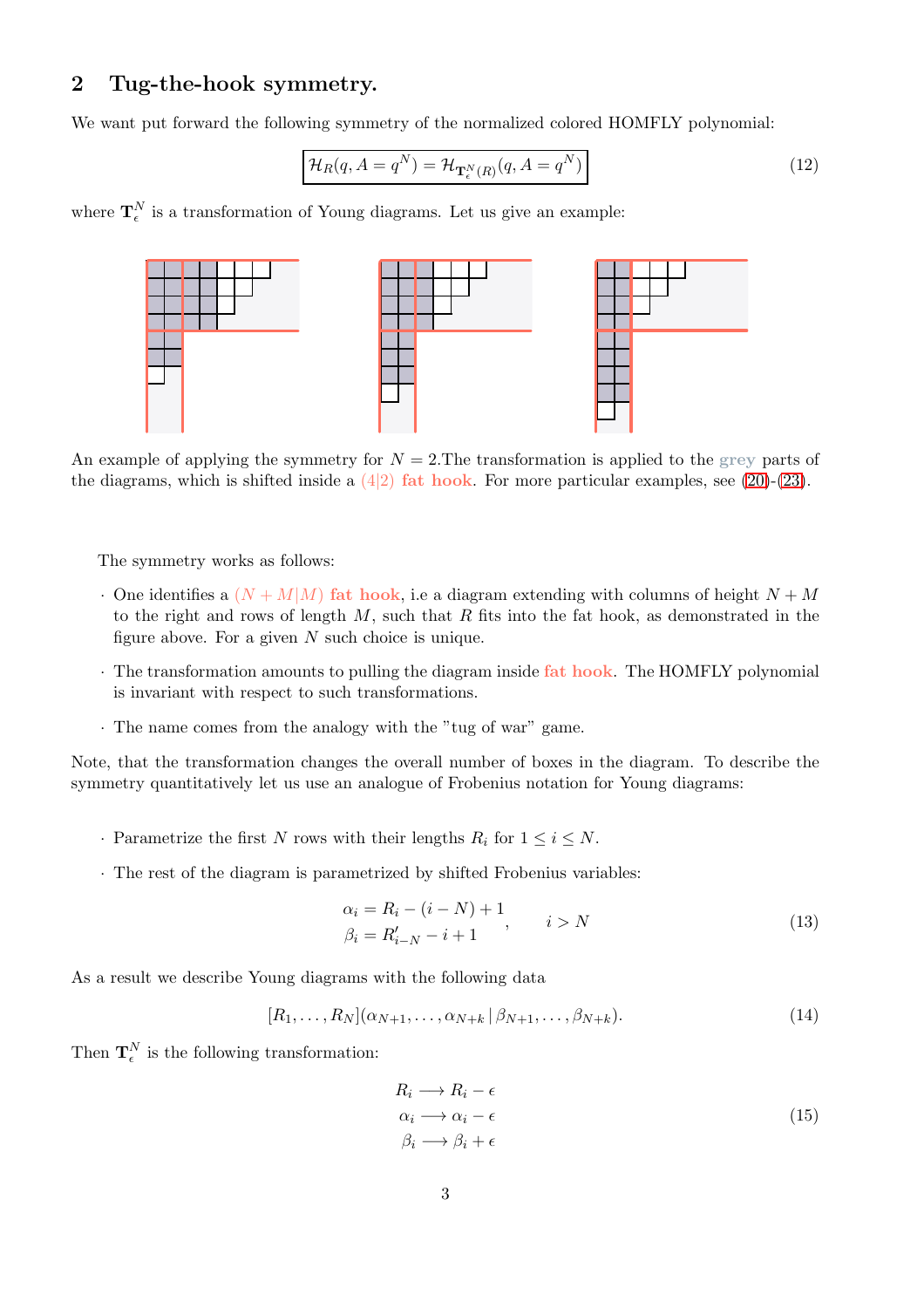## 2 Tug-the-hook symmetry.

We want put forward the following symmetry of the normalized colored HOMFLY polynomial:

$$\boxed{\mathcal{H}_R(q, A = q^N) = \mathcal{H}_{\mathbf{T}_\epsilon^N(R)}(q, A = q^N)} \tag{12}$$

where $\mathbf{T}_\epsilon^N$ is a transformation of Young diagrams. Let us give an example:

An example of applying the symmetry for $N = 2$.The transformation is applied to the grey parts of the diagrams, which is shifted inside a $(4|2)$ **fat hook**. For more particular examples, see (20)-(23).

The symmetry works as follows:

- One identifies a $(N + M|M)$ **fat hook**, i.e a diagram extending with columns of height $N + M$ to the right and rows of length $M$, such that $R$ fits into the fat hook, as demonstrated in the figure above. For a given $N$ such choice is unique.
- The transformation amounts to pulling the diagram inside **fat hook**. The HOMFLY polynomial is invariant with respect to such transformations.
- The name comes from the analogy with the "tug of war" game.

Note, that the transformation changes the overall number of boxes in the diagram. To describe the symmetry quantitatively let us use an analogue of Frobenius notation for Young diagrams:

- Parametrize the first $N$ rows with their lengths $R_i$ for $1 \le i \le N$.
- The rest of the diagram is parametrized by shifted Frobenius variables:

$$\begin{array}{l} \alpha_i = R_i - (i - N) + 1 \\ \beta_i = R'_{i-N} - i + 1 \end{array}, \qquad i > N \tag{13}$$

As a result we describe Young diagrams with the following data

$$[R_1, \ldots, R_N](\alpha_{N+1}, \ldots, \alpha_{N+k} \,|\, \beta_{N+1}, \ldots, \beta_{N+k}). \tag{14}$$

Then $\mathbf{T}_\epsilon^N$ is the following transformation:

$$\begin{array}{l} R_i \longrightarrow R_i - \epsilon \\ \alpha_i \longrightarrow \alpha_i - \epsilon \\ \beta_i \longrightarrow \beta_i + \epsilon \end{array} \tag{15}$$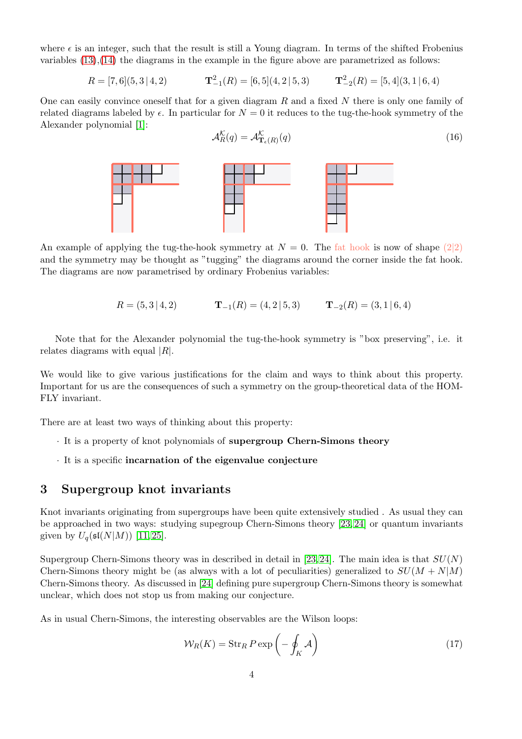where $\epsilon$ is an integer, such that the result is still a Young diagram. In terms of the shifted Frobenius variables (13),(14) the diagrams in the example in the figure above are parametrized as follows:

$$R = [7,6](5,3\,|\,4,2) \qquad \mathbf{T}^2_{-1}(R) = [6,5](4,2\,|\,5,3) \qquad \mathbf{T}^2_{-2}(R) = [5,4](3,1\,|\,6,4)$$

One can easily convince oneself that for a given diagram $R$ and a fixed $N$ there is only one family of related diagrams labeled by $\epsilon$. In particular for $N=0$ it reduces to the tug-the-hook symmetry of the Alexander polynomial [1]:

$$\mathcal{A}^{\mathcal{K}}_R(q) = \mathcal{A}^{\mathcal{K}}_{\mathbf{T}_\epsilon(R)}(q) \tag{16}$$

An example of applying the tug-the-hook symmetry at $N=0$. The fat hook is now of shape $(2|2)$ and the symmetry may be thought as "tugging" the diagrams around the corner inside the fat hook. The diagrams are now parametrised by ordinary Frobenius variables:

$$R = (5,3\,|\,4,2) \qquad \mathbf{T}_{-1}(R) = (4,2\,|\,5,3) \qquad \mathbf{T}_{-2}(R) = (3,1\,|\,6,4)$$

Note that for the Alexander polynomial the tug-the-hook symmetry is "box preserving", i.e. it relates diagrams with equal $|R|$.

We would like to give various justifications for the claim and ways to think about this property. Important for us are the consequences of such a symmetry on the group-theoretical data of the HOMFLY invariant.

There are at least two ways of thinking about this property:

- It is a property of knot polynomials of **supergroup Chern-Simons theory**
- It is a specific **incarnation of the eigenvalue conjecture**

# 3 Supergroup knot invariants

Knot invariants originating from supergroups have been quite extensively studied . As usual they can be approached in two ways: studying supegroup Chern-Simons theory [23,24] or quantum invariants given by $U_q(\mathfrak{sl}(N|M))$ [11,25].

Supergroup Chern-Simons theory was in described in detail in [23,24]. The main idea is that $SU(N)$ Chern-Simons theory might be (as always with a lot of peculiarities) generalized to $SU(M+N|M)$ Chern-Simons theory. As discussed in [24] defining pure supergroup Chern-Simons theory is somewhat unclear, which does not stop us from making our conjecture.

As in usual Chern-Simons, the interesting observables are the Wilson loops:

$$\mathcal{W}_R(K) = \mathrm{Str}_R\, P \exp\left(-\oint_K \mathcal{A}\right) \tag{17}$$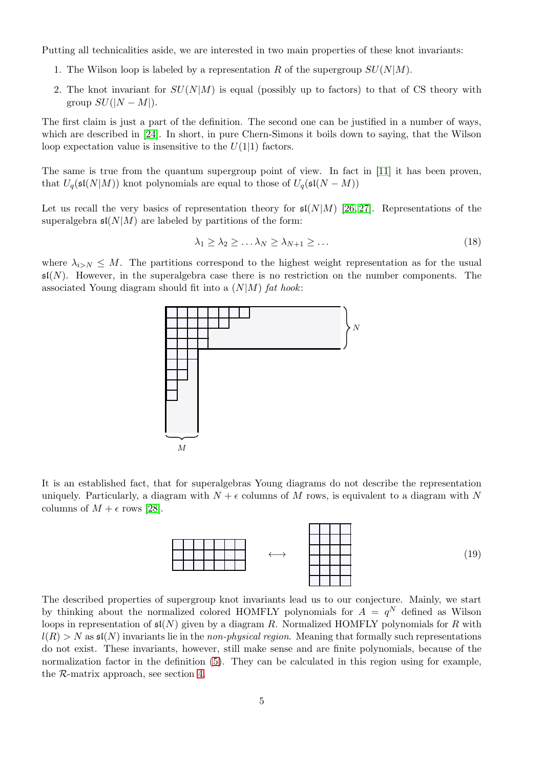Putting all technicalities aside, we are interested in two main properties of these knot invariants:

1. The Wilson loop is labeled by a representation $R$ of the supergroup $SU(N|M)$.
2. The knot invariant for $SU(N|M)$ is equal (possibly up to factors) to that of CS theory with group $SU(|N-M|)$.

The first claim is just a part of the definition. The second one can be justified in a number of ways, which are described in [24]. In short, in pure Chern-Simons it boils down to saying, that the Wilson loop expectation value is insensitive to the $U(1|1)$ factors.

The same is true from the quantum supergroup point of view. In fact in [11] it has been proven, that $U_q(\mathfrak{sl}(N|M))$ knot polynomials are equal to those of $U_q(\mathfrak{sl}(N-M))$

Let us recall the very basics of representation theory for $\mathfrak{sl}(N|M)$ [26,27]. Representations of the superalgebra $\mathfrak{sl}(N|M)$ are labeled by partitions of the form:

$$\lambda_1 \geq \lambda_2 \geq \dots \lambda_N \geq \lambda_{N+1} \geq \dots \tag{18}$$

where $\lambda_{i>N} \leq M$. The partitions correspond to the highest weight representation as for the usual $\mathfrak{sl}(N)$. However, in the superalgebra case there is no restriction on the number components. The associated Young diagram should fit into a $(N|M)$ *fat hook*:

It is an established fact, that for superalgebras Young diagrams do not describe the representation uniquely. Particularly, a diagram with $N+\epsilon$ columns of $M$ rows, is equivalent to a diagram with $N$ columns of $M+\epsilon$ rows [28].

$$\tag{19}$$

The described properties of supergroup knot invariants lead us to our conjecture. Mainly, we start by thinking about the normalized colored HOMFLY polynomials for $A = q^N$ defined as Wilson loops in representation of $\mathfrak{sl}(N)$ given by a diagram $R$. Normalized HOMFLY polynomials for $R$ with $l(R) > N$ as $\mathfrak{sl}(N)$ invariants lie in the *non-physical region*. Meaning that formally such representations do not exist. These invariants, however, still make sense and are finite polynomials, because of the normalization factor in the definition (5). They can be calculated in this region using for example, the $\mathcal{R}$-matrix approach, see section 4.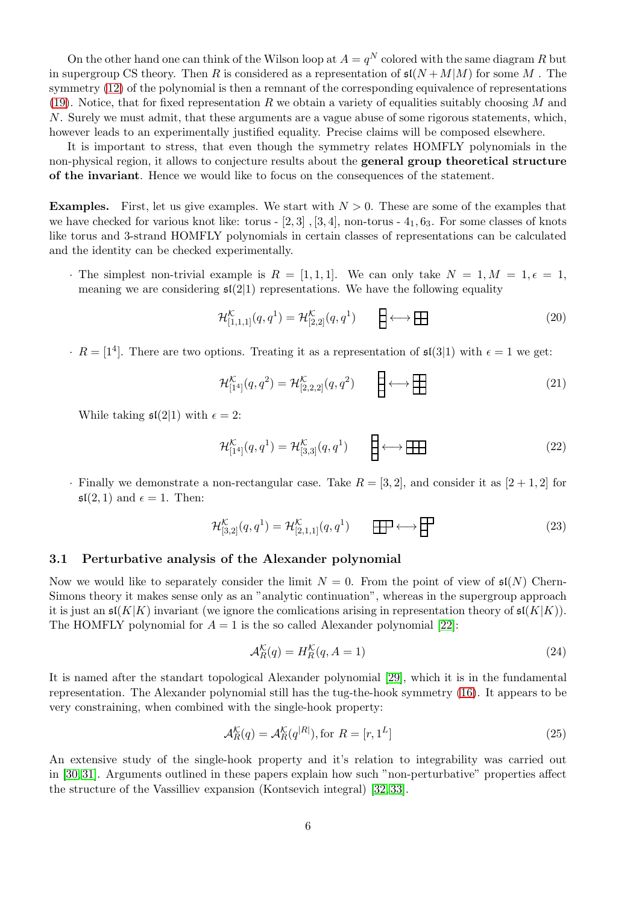On the other hand one can think of the Wilson loop at $A = q^N$ colored with the same diagram $R$ but in supergroup CS theory. Then $R$ is considered as a representation of $\mathfrak{sl}(N+M|M)$ for some $M$ . The symmetry (12) of the polynomial is then a remnant of the corresponding equivalence of representations (19). Notice, that for fixed representation $R$ we obtain a variety of equalities suitably choosing $M$ and $N$. Surely we must admit, that these arguments are a vague abuse of some rigorous statements, which, however leads to an experimentally justified equality. Precise claims will be composed elsewhere.

It is important to stress, that even though the symmetry relates HOMFLY polynomials in the non-physical region, it allows to conjecture results about the **general group theoretical structure of the invariant**. Hence we would like to focus on the consequences of the statement.

**Examples.** First, let us give examples. We start with $N > 0$. These are some of the examples that we have checked for various knot like: torus - $[2, 3]$ , $[3, 4]$, non-torus - $4_1, 6_3$. For some classes of knots like torus and 3-strand HOMFLY polynomials in certain classes of representations can be calculated and the identity can be checked experimentally.

- The simplest non-trivial example is $R = [1, 1, 1]$. We can only take $N = 1, M = 1, \epsilon = 1$, meaning we are considering $\mathfrak{sl}(2|1)$ representations. We have the following equality

$$\mathcal{H}^{\mathcal{K}}_{[1,1,1]}(q, q^1) = \mathcal{H}^{\mathcal{K}}_{[2,2]}(q, q^1) \qquad [1,1,1] \longleftrightarrow [2,2] \tag{20}$$

- $R = [1^4]$. There are two options. Treating it as a representation of $\mathfrak{sl}(3|1)$ with $\epsilon = 1$ we get:

$$\mathcal{H}^{\mathcal{K}}_{[1^4]}(q, q^2) = \mathcal{H}^{\mathcal{K}}_{[2,2,2]}(q, q^2) \qquad [1^4] \longleftrightarrow [2,2,2] \tag{21}$$

While taking $\mathfrak{sl}(2|1)$ with $\epsilon = 2$:

$$\mathcal{H}^{\mathcal{K}}_{[1^4]}(q, q^1) = \mathcal{H}^{\mathcal{K}}_{[3,3]}(q, q^1) \qquad [1^4] \longleftrightarrow [3,3] \tag{22}$$

- Finally we demonstrate a non-rectangular case. Take $R = [3, 2]$, and consider it as $[2 + 1, 2]$ for $\mathfrak{sl}(2, 1)$ and $\epsilon = 1$. Then:

$$\mathcal{H}^{\mathcal{K}}_{[3,2]}(q, q^1) = \mathcal{H}^{\mathcal{K}}_{[2,1,1]}(q, q^1) \qquad [3,2] \longleftrightarrow [2,1,1] \tag{23}$$

### 3.1 Perturbative analysis of the Alexander polynomial

Now we would like to separately consider the limit $N = 0$. From the point of view of $\mathfrak{sl}(N)$ Chern-Simons theory it makes sense only as an "analytic continuation", whereas in the supergroup approach it is just an $\mathfrak{sl}(K|K)$ invariant (we ignore the comlications arising in representation theory of $\mathfrak{sl}(K|K)$). The HOMFLY polynomial for $A = 1$ is the so called Alexander polynomial [22]:

$$\mathcal{A}^{\mathcal{K}}_R(q) = H^{\mathcal{K}}_R(q, A = 1) \tag{24}$$

It is named after the standart topological Alexander polynomial [29], which it is in the fundamental representation. The Alexander polynomial still has the tug-the-hook symmetry (16). It appears to be very constraining, when combined with the single-hook property:

$$\mathcal{A}^{\mathcal{K}}_R(q) = \mathcal{A}^{\mathcal{K}}_R(q^{|R|}), \text{for } R = [r, 1^L] \tag{25}$$

An extensive study of the single-hook property and it's relation to integrability was carried out in [30, 31]. Arguments outlined in these papers explain how such "non-perturbative" properties affect the structure of the Vassilliev expansion (Kontsevich integral) [32, 33].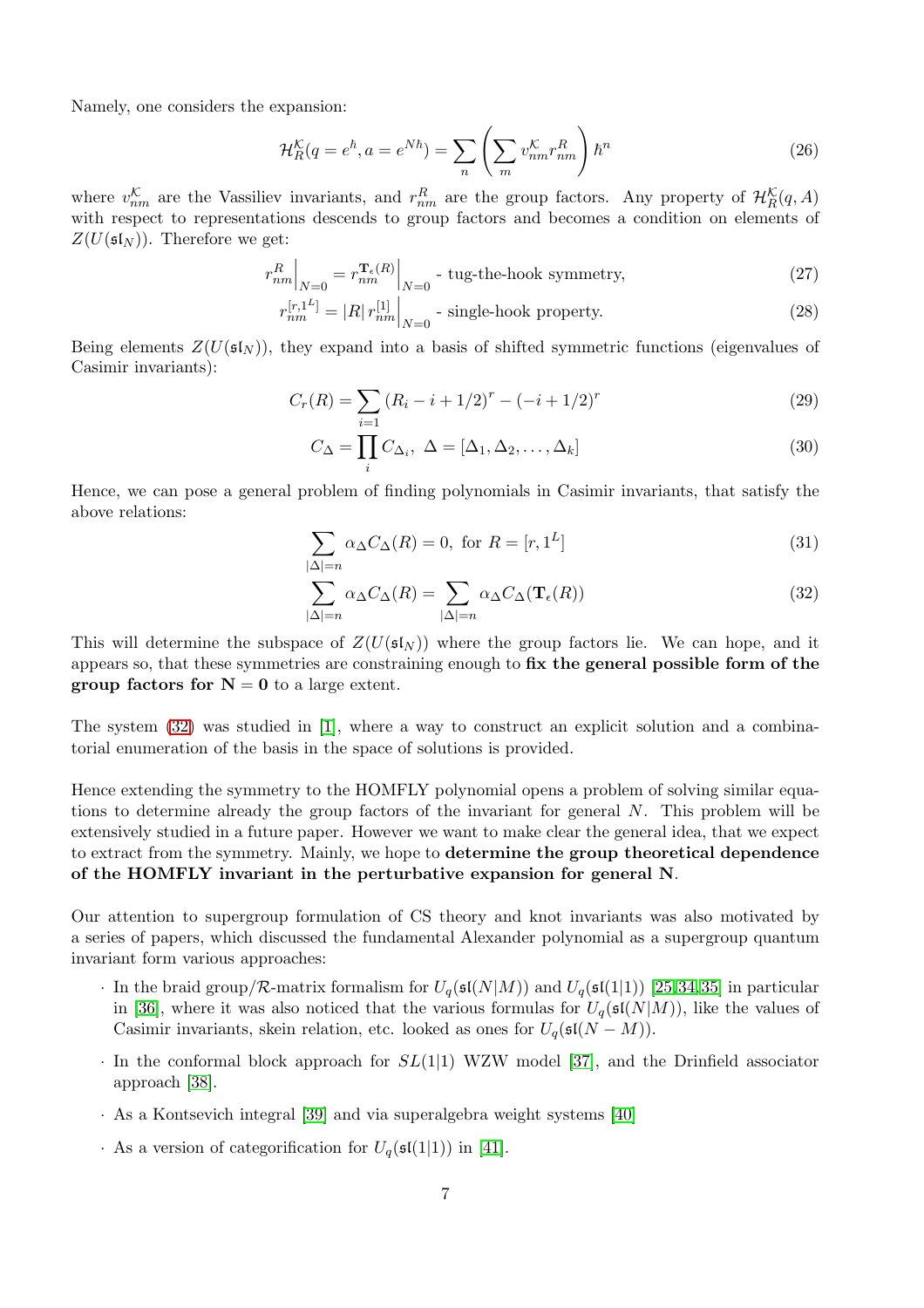Namely, one considers the expansion:

$$\mathcal{H}_R^{\mathcal{K}}(q = e^{\hbar}, a = e^{N\hbar}) = \sum_n \left( \sum_m v_{nm}^{\mathcal{K}} r_{nm}^R \right) \hbar^n \tag{26}$$

where $v_{nm}^{\mathcal{K}}$ are the Vassiliev invariants, and $r_{nm}^R$ are the group factors. Any property of $\mathcal{H}_R^{\mathcal{K}}(q, A)$ with respect to representations descends to group factors and becomes a condition on elements of $Z(U(\mathfrak{sl}_N))$. Therefore we get:

$$r_{nm}^R\Big|_{N=0} = r_{nm}^{\mathbf{T}_\epsilon(R)}\Big|_{N=0} \text{ - tug-the-hook symmetry,} \tag{27}$$

$$r_{nm}^{[r,1^L]} = |R|\, r_{nm}^{[1]}\Big|_{N=0} \text{ - single-hook property.} \tag{28}$$

Being elements $Z(U(\mathfrak{sl}_N))$, they expand into a basis of shifted symmetric functions (eigenvalues of Casimir invariants):

$$C_r(R) = \sum_{i=1} (R_i - i + 1/2)^r - (-i + 1/2)^r \tag{29}$$

$$C_\Delta = \prod_i C_{\Delta_i},\ \Delta = [\Delta_1, \Delta_2, \dots, \Delta_k] \tag{30}$$

Hence, we can pose a general problem of finding polynomials in Casimir invariants, that satisfy the above relations:

$$\sum_{|\Delta|=n} \alpha_\Delta C_\Delta(R) = 0, \text{ for } R = [r, 1^L] \tag{31}$$

$$\sum_{|\Delta|=n} \alpha_\Delta C_\Delta(R) = \sum_{|\Delta|=n} \alpha_\Delta C_\Delta(\mathbf{T}_\epsilon(R)) \tag{32}$$

This will determine the subspace of $Z(U(\mathfrak{sl}_N))$ where the group factors lie. We can hope, and it appears so, that these symmetries are constraining enough to **fix the general possible form of the group factors for $\mathbf{N = 0}$** to a large extent.

The system (32) was studied in [1], where a way to construct an explicit solution and a combinatorial enumeration of the basis in the space of solutions is provided.

Hence extending the symmetry to the HOMFLY polynomial opens a problem of solving similar equations to determine already the group factors of the invariant for general $N$. This problem will be extensively studied in a future paper. However we want to make clear the general idea, that we expect to extract from the symmetry. Mainly, we hope to **determine the group theoretical dependence of the HOMFLY invariant in the perturbative expansion for general N**.

Our attention to supergroup formulation of CS theory and knot invariants was also motivated by a series of papers, which discussed the fundamental Alexander polynomial as a supergroup quantum invariant form various approaches:

- In the braid group/$\mathcal{R}$-matrix formalism for $U_q(\mathfrak{sl}(N|M))$ and $U_q(\mathfrak{sl}(1|1))$ [25,34,35] in particular in [36], where it was also noticed that the various formulas for $U_q(\mathfrak{sl}(N|M))$, like the values of Casimir invariants, skein relation, etc. looked as ones for $U_q(\mathfrak{sl}(N-M))$.
- In the conformal block approach for $SL(1|1)$ WZW model [37], and the Drinfield associator approach [38].
- As a Kontsevich integral [39] and via superalgebra weight systems [40]
- As a version of categorification for $U_q(\mathfrak{sl}(1|1))$ in [41].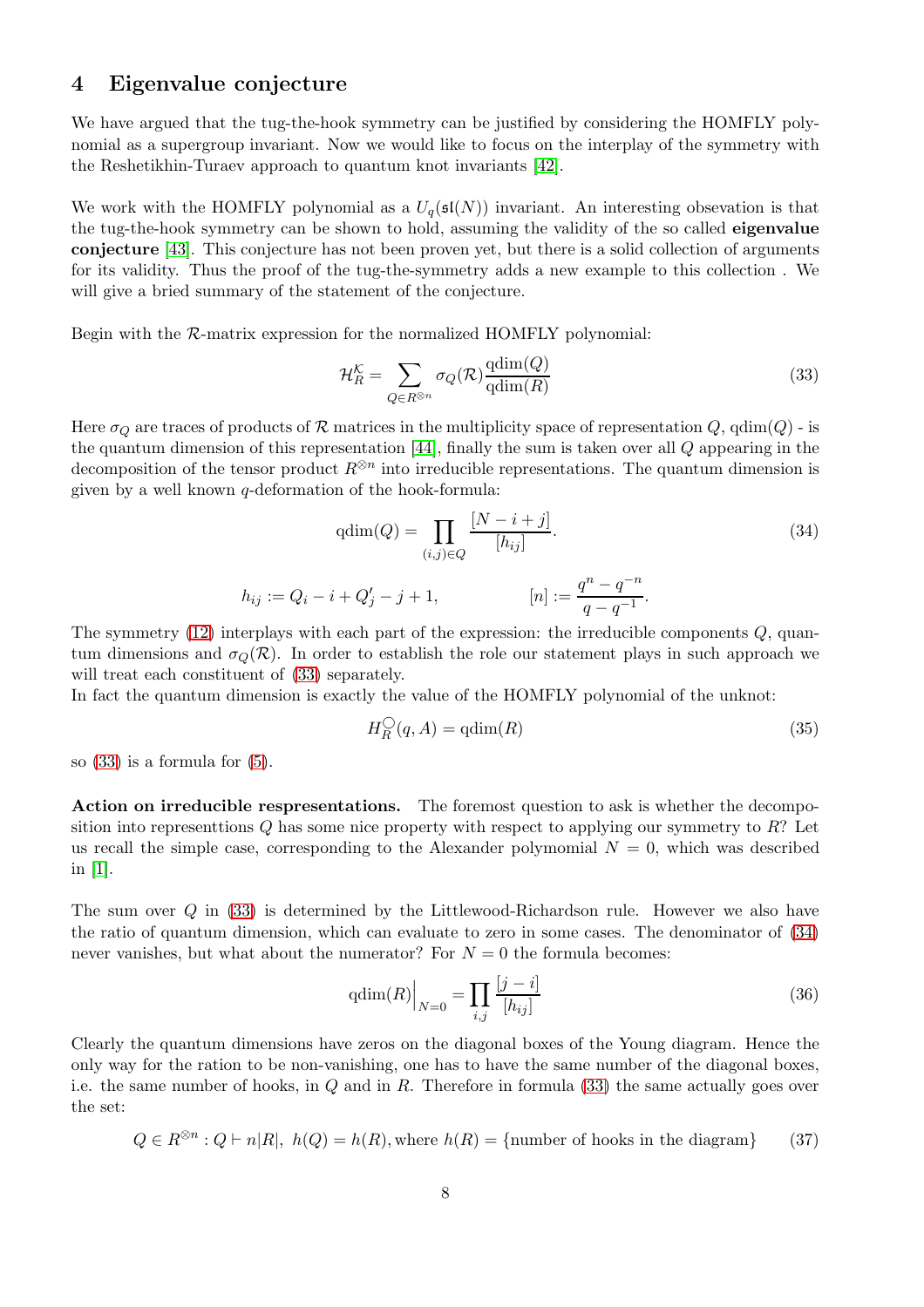## 4 Eigenvalue conjecture

We have argued that the tug-the-hook symmetry can be justified by considering the HOMFLY polynomial as a supergroup invariant. Now we would like to focus on the interplay of the symmetry with the Reshetikhin-Turaev approach to quantum knot invariants [42].

We work with the HOMFLY polynomial as a $U_q(\mathfrak{sl}(N))$ invariant. An interesting obsevation is that the tug-the-hook symmetry can be shown to hold, assuming the validity of the so called **eigenvalue conjecture** [43]. This conjecture has not been proven yet, but there is a solid collection of arguments for its validity. Thus the proof of the tug-the-symmetry adds a new example to this collection . We will give a bried summary of the statement of the conjecture.

Begin with the $\mathcal{R}$-matrix expression for the normalized HOMFLY polynomial:

$$\mathcal{H}_R^{\mathcal{K}} = \sum_{Q \in R^{\otimes n}} \sigma_Q(\mathcal{R}) \frac{\text{qdim}(Q)}{\text{qdim}(R)} \tag{33}$$

Here $\sigma_Q$ are traces of products of $\mathcal{R}$ matrices in the multiplicity space of representation $Q$, qdim$(Q)$ - is the quantum dimension of this representation [44], finally the sum is taken over all $Q$ appearing in the decomposition of the tensor product $R^{\otimes n}$ into irreducible representations. The quantum dimension is given by a well known $q$-deformation of the hook-formula:

$$\text{qdim}(Q) = \prod_{(i,j)\in Q} \frac{[N-i+j]}{[h_{ij}]}. \tag{34}$$

$$h_{ij} := Q_i - i + Q'_j - j + 1, \qquad\qquad [n] := \frac{q^n - q^{-n}}{q - q^{-1}}.$$

The symmetry (12) interplays with each part of the expression: the irreducible components $Q$, quantum dimensions and $\sigma_Q(\mathcal{R})$. In order to establish the role our statement plays in such approach we will treat each constituent of (33) separately.
In fact the quantum dimension is exactly the value of the HOMFLY polynomial of the unknot:

$$H_R^{\bigcirc}(q, A) = \text{qdim}(R) \tag{35}$$

so (33) is a formula for (5).

**Action on irreducible respresentations.** The foremost question to ask is whether the decomposition into representtions $Q$ has some nice property with respect to applying our symmetry to $R$? Let us recall the simple case, corresponding to the Alexander polymomial $N = 0$, which was described in [1].

The sum over $Q$ in (33) is determined by the Littlewood-Richardson rule. However we also have the ratio of quantum dimension, which can evaluate to zero in some cases. The denominator of (34) never vanishes, but what about the numerator? For $N = 0$ the formula becomes:

$$\text{qdim}(R)\Big|_{N=0} = \prod_{i,j} \frac{[j-i]}{[h_{ij}]} \tag{36}$$

Clearly the quantum dimensions have zeros on the diagonal boxes of the Young diagram. Hence the only way for the ration to be non-vanishing, one has to have the same number of the diagonal boxes, i.e. the same number of hooks, in $Q$ and in $R$. Therefore in formula (33) the same actually goes over the set:

$$Q \in R^{\otimes n} : Q \vdash n|R|,\ h(Q) = h(R), \text{where } h(R) = \{\text{number of hooks in the diagram}\} \tag{37}$$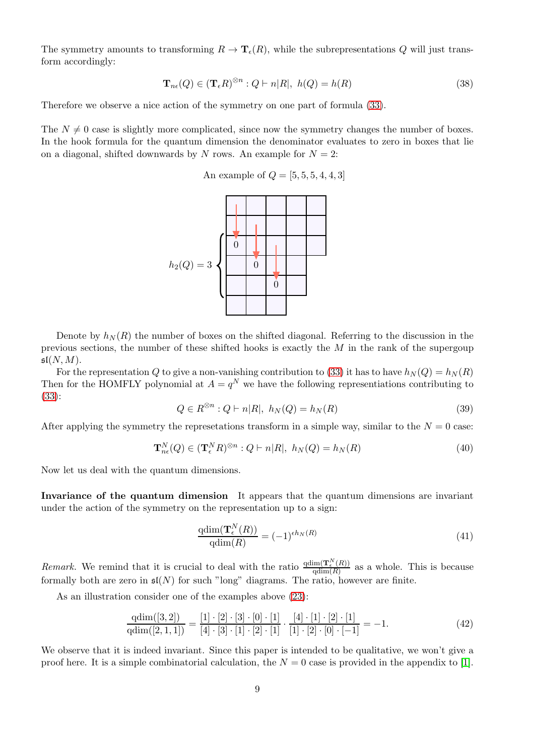The symmetry amounts to transforming $R \to \mathbf{T}_\epsilon(R)$, while the subrepresentations $Q$ will just transform accordingly:

$$\mathbf{T}_{n\epsilon}(Q) \in (\mathbf{T}_\epsilon R)^{\otimes n} : Q \vdash n|R|,\ h(Q) = h(R) \tag{38}$$

Therefore we observe a nice action of the symmetry on one part of formula (33).

The $N \neq 0$ case is slightly more complicated, since now the symmetry changes the number of boxes. In the hook formula for the quantum dimension the denominator evaluates to zero in boxes that lie on a diagonal, shifted downwards by $N$ rows. An example for $N = 2$:

An example of $Q = [5, 5, 5, 4, 4, 3]$

$h_2(Q) = 3$

Denote by $h_N(R)$ the number of boxes on the shifted diagonal. Referring to the discussion in the previous sections, the number of these shifted hooks is exactly the $M$ in the rank of the supergoup $\mathfrak{sl}(N, M)$.

For the representation $Q$ to give a non-vanishing contribution to (33) it has to have $h_N(Q) = h_N(R)$ Then for the HOMFLY polynomial at $A = q^N$ we have the following representiations contributing to (33):

$$Q \in R^{\otimes n} : Q \vdash n|R|,\ h_N(Q) = h_N(R) \tag{39}$$

After applying the symmetry the represetations transform in a simple way, similar to the $N = 0$ case:

$$\mathbf{T}^N_{n\epsilon}(Q) \in (\mathbf{T}^N_\epsilon R)^{\otimes n} : Q \vdash n|R|,\ h_N(Q) = h_N(R) \tag{40}$$

Now let us deal with the quantum dimensions.

**Invariance of the quantum dimension** It appears that the quantum dimensions are invariant under the action of the symmetry on the representation up to a sign:

$$\frac{\text{qdim}(\mathbf{T}^N_\epsilon(R))}{\text{qdim}(R)} = (-1)^{\epsilon h_N(R)} \tag{41}$$

*Remark.* We remind that it is crucial to deal with the ratio $\frac{\text{qdim}(\mathbf{T}^N_\epsilon(R))}{\text{qdim}(R)}$ as a whole. This is because formally both are zero in $\mathfrak{sl}(N)$ for such "long" diagrams. The ratio, however are finite.

As an illustration consider one of the examples above (23):

$$\frac{\text{qdim}([3,2])}{\text{qdim}([2,1,1])} = \frac{[1]\cdot[2]\cdot[3]\cdot[0]\cdot[1]}{[4]\cdot[3]\cdot[1]\cdot[2]\cdot[1]} \cdot \frac{[4]\cdot[1]\cdot[2]\cdot[1]}{[1]\cdot[2]\cdot[0]\cdot[-1]} = -1. \tag{42}$$

We observe that it is indeed invariant. Since this paper is intended to be qualitative, we won't give a proof here. It is a simple combinatorial calculation, the $N = 0$ case is provided in the appendix to [1].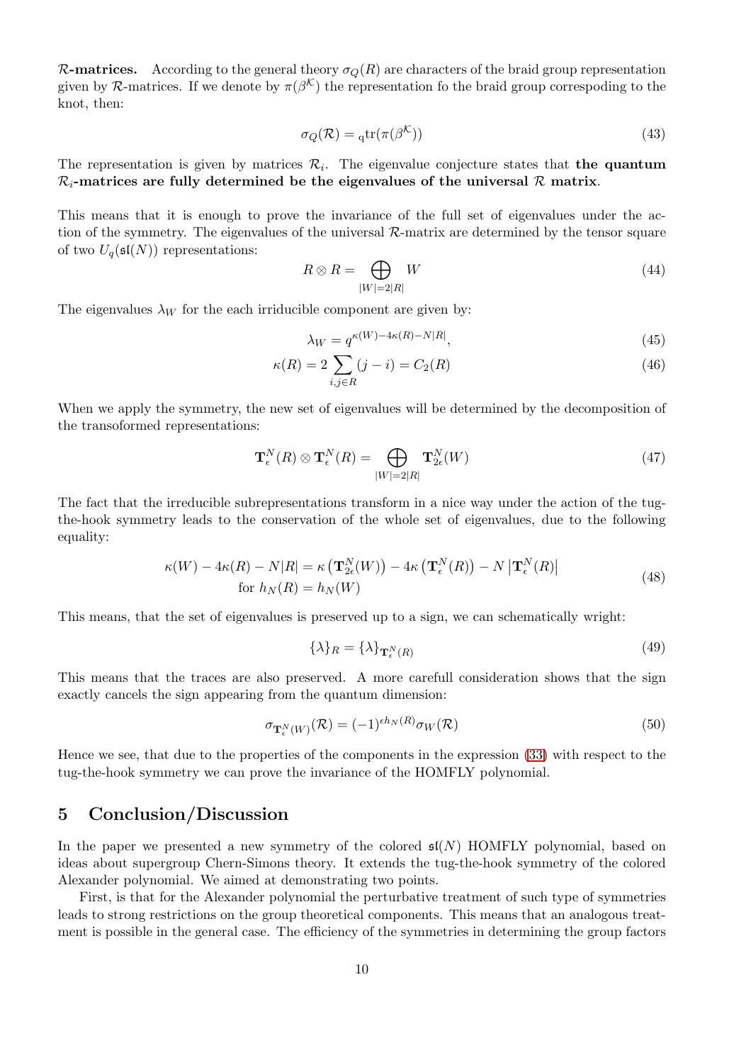**$\mathcal{R}$-matrices.** According to the general theory $\sigma_Q(R)$ are characters of the braid group representation given by $\mathcal{R}$-matrices. If we denote by $\pi(\beta^{\mathcal{K}})$ the representation fo the braid group correspoding to the knot, then:

$$\sigma_Q(\mathcal{R}) = {}_{\mathrm{q}}\mathrm{tr}(\pi(\beta^{\mathcal{K}})) \tag{43}$$

The representation is given by matrices $\mathcal{R}_i$. The eigenvalue conjecture states that **the quantum $\mathcal{R}_i$-matrices are fully determined be the eigenvalues of the universal $\mathcal{R}$ matrix**.

This means that it is enough to prove the invariance of the full set of eigenvalues under the action of the symmetry. The eigenvalues of the universal $\mathcal{R}$-matrix are determined by the tensor square of two $U_q(\mathfrak{sl}(N))$ representations:

$$R \otimes R = \bigoplus_{|W|=2|R|} W \tag{44}$$

The eigenvalues $\lambda_W$ for the each irriducible component are given by:

$$\lambda_W = q^{\kappa(W) - 4\kappa(R) - N|R|}, \tag{45}$$

$$\kappa(R) = 2\sum_{i,j\in R}(j-i) = C_2(R) \tag{46}$$

When we apply the symmetry, the new set of eigenvalues will be determined by the decomposition of the transofomed representations:

$$\mathbf{T}^N_\epsilon(R) \otimes \mathbf{T}^N_\epsilon(R) = \bigoplus_{|W|=2|R|} \mathbf{T}^N_{2\epsilon}(W) \tag{47}$$

The fact that the irreducible subrepresentations transform in a nice way under the action of the tug-the-hook symmetry leads to the conservation of the whole set of eigenvalues, due to the following equality:

$$\begin{gathered}\kappa(W) - 4\kappa(R) - N|R| = \kappa\left(\mathbf{T}^N_{2\epsilon}(W)\right) - 4\kappa\left(\mathbf{T}^N_\epsilon(R)\right) - N\left|\mathbf{T}^N_\epsilon(R)\right| \\ \text{for } h_N(R) = h_N(W)\end{gathered} \tag{48}$$

This means, that the set of eigenvalues is preserved up to a sign, we can schematically wright:

$$\{\lambda\}_R = \{\lambda\}_{\mathbf{T}^N_\epsilon(R)} \tag{49}$$

This means that the traces are also preserved. A more carefull consideration shows that the sign exactly cancels the sign appearing from the quantum dimension:

$$\sigma_{\mathbf{T}^N_\epsilon(W)}(\mathcal{R}) = (-1)^{\epsilon h_N(R)}\sigma_W(\mathcal{R}) \tag{50}$$

Hence we see, that due to the properties of the components in the expression (33) with respect to the tug-the-hook symmetry we can prove the invariance of the HOMFLY polynomial.

## 5 Conclusion/Discussion

In the paper we presented a new symmetry of the colored $\mathfrak{sl}(N)$ HOMFLY polynomial, based on ideas about supergroup Chern-Simons theory. It extends the tug-the-hook symmetry of the colored Alexander polynomial. We aimed at demonstrating two points.

First, is that for the Alexander polynomial the perturbative treatment of such type of symmetries leads to strong restrictions on the group theoretical components. This means that an analogous treatment is possible in the general case. The efficiency of the symmetries in determining the group factors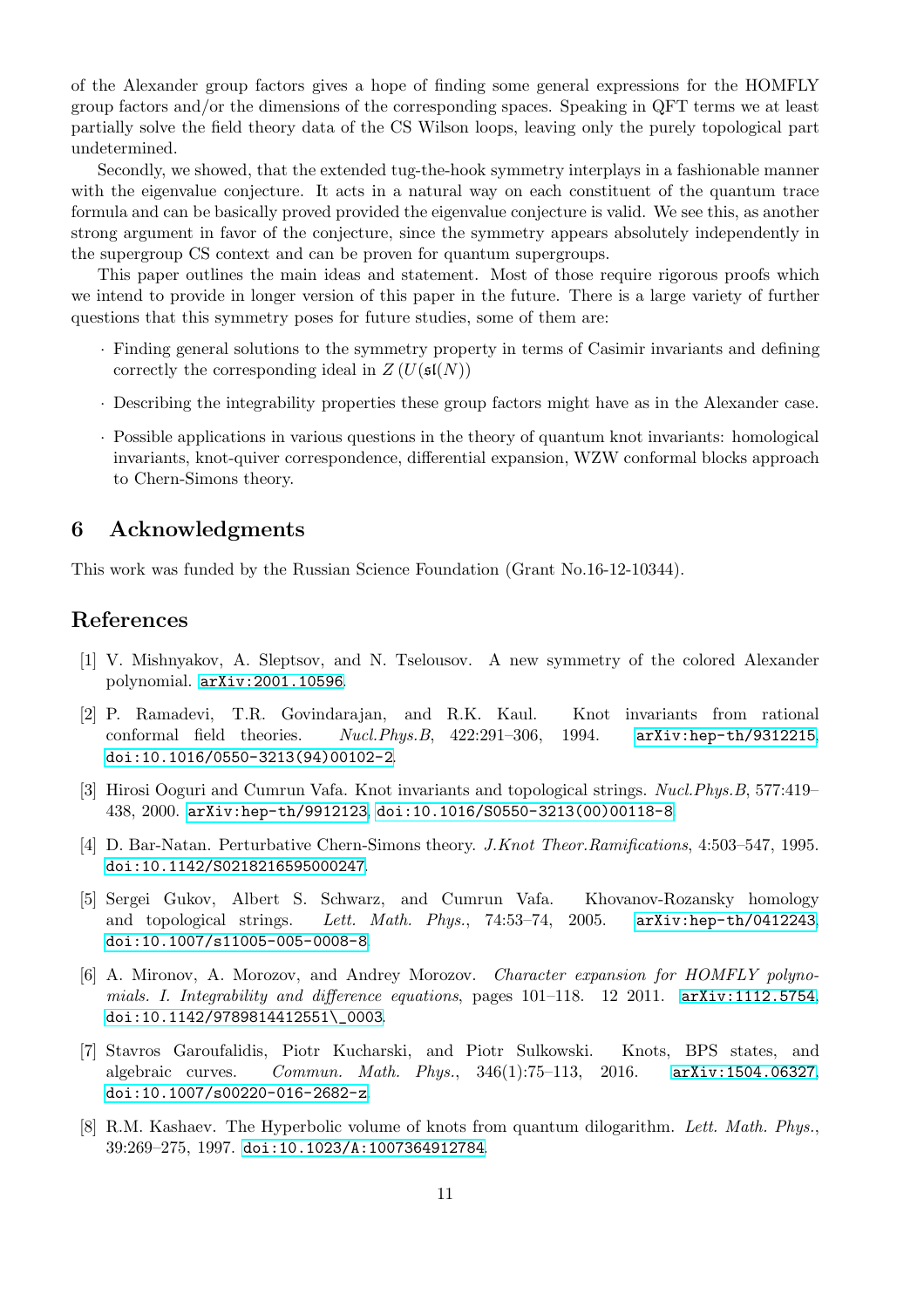of the Alexander group factors gives a hope of finding some general expressions for the HOMFLY group factors and/or the dimensions of the corresponding spaces. Speaking in QFT terms we at least partially solve the field theory data of the CS Wilson loops, leaving only the purely topological part undetermined.

Secondly, we showed, that the extended tug-the-hook symmetry interplays in a fashionable manner with the eigenvalue conjecture. It acts in a natural way on each constituent of the quantum trace formula and can be basically proved provided the eigenvalue conjecture is valid. We see this, as another strong argument in favor of the conjecture, since the symmetry appears absolutely independently in the supergroup CS context and can be proven for quantum supergroups.

This paper outlines the main ideas and statement. Most of those require rigorous proofs which we intend to provide in longer version of this paper in the future. There is a large variety of further questions that this symmetry poses for future studies, some of them are:

- Finding general solutions to the symmetry property in terms of Casimir invariants and defining correctly the corresponding ideal in $Z\left(U(\mathfrak{sl}(N)\right)$
- Describing the integrability properties these group factors might have as in the Alexander case.
- Possible applications in various questions in the theory of quantum knot invariants: homological invariants, knot-quiver correspondence, differential expansion, WZW conformal blocks approach to Chern-Simons theory.

## 6 Acknowledgments

This work was funded by the Russian Science Foundation (Grant No.16-12-10344).

## References

[1] V. Mishnyakov, A. Sleptsov, and N. Tselousov. A new symmetry of the colored Alexander polynomial. arXiv:2001.10596.

[2] P. Ramadevi, T.R. Govindarajan, and R.K. Kaul. Knot invariants from rational conformal field theories. *Nucl.Phys.B*, 422:291–306, 1994. arXiv:hep-th/9312215, doi:10.1016/0550-3213(94)00102-2.

[3] Hirosi Ooguri and Cumrun Vafa. Knot invariants and topological strings. *Nucl.Phys.B*, 577:419–438, 2000. arXiv:hep-th/9912123, doi:10.1016/S0550-3213(00)00118-8.

[4] D. Bar-Natan. Perturbative Chern-Simons theory. *J.Knot Theor.Ramifications*, 4:503–547, 1995. doi:10.1142/S0218216595000247.

[5] Sergei Gukov, Albert S. Schwarz, and Cumrun Vafa. Khovanov-Rozansky homology and topological strings. *Lett. Math. Phys.*, 74:53–74, 2005. arXiv:hep-th/0412243, doi:10.1007/s11005-005-0008-8.

[6] A. Mironov, A. Morozov, and Andrey Morozov. *Character expansion for HOMFLY polynomials. I. Integrability and difference equations*, pages 101–118. 12 2011. arXiv:1112.5754, doi:10.1142/9789814412551\_0003.

[7] Stavros Garoufalidis, Piotr Kucharski, and Piotr Sulkowski. Knots, BPS states, and algebraic curves. *Commun. Math. Phys.*, 346(1):75–113, 2016. arXiv:1504.06327, doi:10.1007/s00220-016-2682-z.

[8] R.M. Kashaev. The Hyperbolic volume of knots from quantum dilogarithm. *Lett. Math. Phys.*, 39:269–275, 1997. doi:10.1023/A:1007364912784.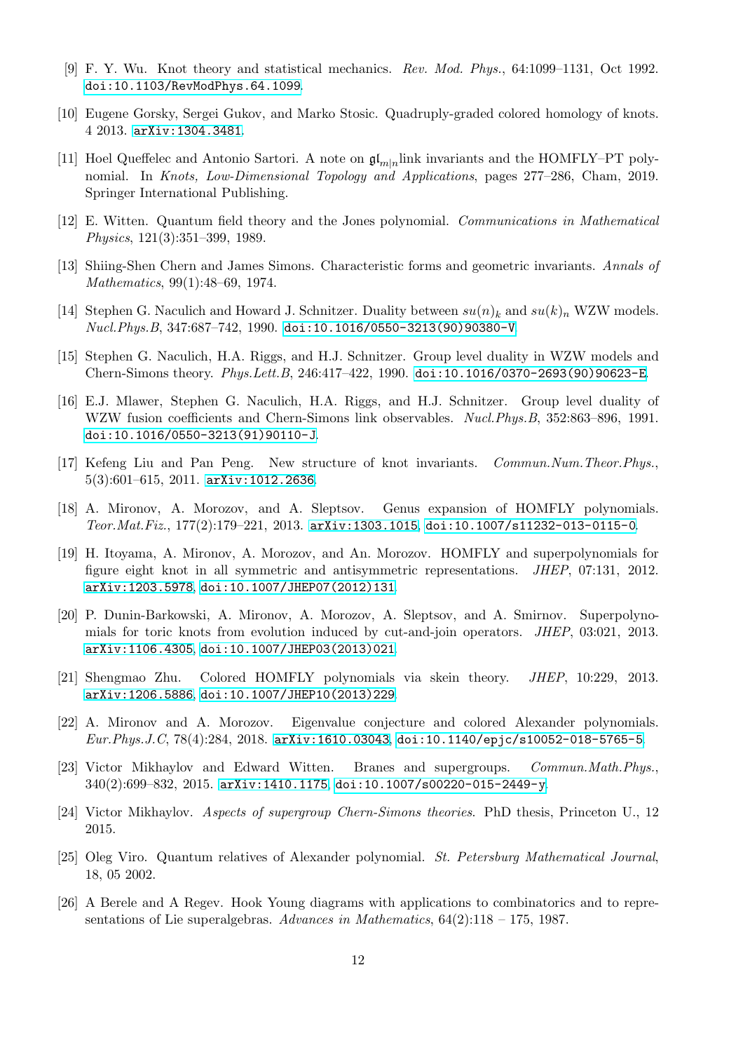[9] F. Y. Wu. Knot theory and statistical mechanics. *Rev. Mod. Phys.*, 64:1099–1131, Oct 1992. doi:10.1103/RevModPhys.64.1099.

[10] Eugene Gorsky, Sergei Gukov, and Marko Stosic. Quadruply-graded colored homology of knots. 4 2013. arXiv:1304.3481.

[11] Hoel Queffelec and Antonio Sartori. A note on $\mathfrak{gl}_{m|n}$link invariants and the HOMFLY–PT polynomial. In *Knots, Low-Dimensional Topology and Applications*, pages 277–286, Cham, 2019. Springer International Publishing.

[12] E. Witten. Quantum field theory and the Jones polynomial. *Communications in Mathematical Physics*, 121(3):351–399, 1989.

[13] Shiing-Shen Chern and James Simons. Characteristic forms and geometric invariants. *Annals of Mathematics*, 99(1):48–69, 1974.

[14] Stephen G. Naculich and Howard J. Schnitzer. Duality between $su(n)_k$ and $su(k)_n$ WZW models. *Nucl.Phys.B*, 347:687–742, 1990. doi:10.1016/0550-3213(90)90380-V.

[15] Stephen G. Naculich, H.A. Riggs, and H.J. Schnitzer. Group level duality in WZW models and Chern-Simons theory. *Phys.Lett.B*, 246:417–422, 1990. doi:10.1016/0370-2693(90)90623-E.

[16] E.J. Mlawer, Stephen G. Naculich, H.A. Riggs, and H.J. Schnitzer. Group level duality of WZW fusion coefficients and Chern-Simons link observables. *Nucl.Phys.B*, 352:863–896, 1991. doi:10.1016/0550-3213(91)90110-J.

[17] Kefeng Liu and Pan Peng. New structure of knot invariants. *Commun.Num.Theor.Phys.*, 5(3):601–615, 2011. arXiv:1012.2636.

[18] A. Mironov, A. Morozov, and A. Sleptsov. Genus expansion of HOMFLY polynomials. *Teor.Mat.Fiz.*, 177(2):179–221, 2013. arXiv:1303.1015, doi:10.1007/s11232-013-0115-0.

[19] H. Itoyama, A. Mironov, A. Morozov, and An. Morozov. HOMFLY and superpolynomials for figure eight knot in all symmetric and antisymmetric representations. *JHEP*, 07:131, 2012. arXiv:1203.5978, doi:10.1007/JHEP07(2012)131.

[20] P. Dunin-Barkowski, A. Mironov, A. Morozov, A. Sleptsov, and A. Smirnov. Superpolynomials for toric knots from evolution induced by cut-and-join operators. *JHEP*, 03:021, 2013. arXiv:1106.4305, doi:10.1007/JHEP03(2013)021.

[21] Shengmao Zhu. Colored HOMFLY polynomials via skein theory. *JHEP*, 10:229, 2013. arXiv:1206.5886, doi:10.1007/JHEP10(2013)229.

[22] A. Mironov and A. Morozov. Eigenvalue conjecture and colored Alexander polynomials. *Eur.Phys.J.C*, 78(4):284, 2018. arXiv:1610.03043, doi:10.1140/epjc/s10052-018-5765-5.

[23] Victor Mikhaylov and Edward Witten. Branes and supergroups. *Commun.Math.Phys.*, 340(2):699–832, 2015. arXiv:1410.1175, doi:10.1007/s00220-015-2449-y.

[24] Victor Mikhaylov. *Aspects of supergroup Chern-Simons theories*. PhD thesis, Princeton U., 12 2015.

[25] Oleg Viro. Quantum relatives of Alexander polynomial. *St. Petersburg Mathematical Journal*, 18, 05 2002.

[26] A Berele and A Regev. Hook Young diagrams with applications to combinatorics and to representations of Lie superalgebras. *Advances in Mathematics*, 64(2):118 – 175, 1987.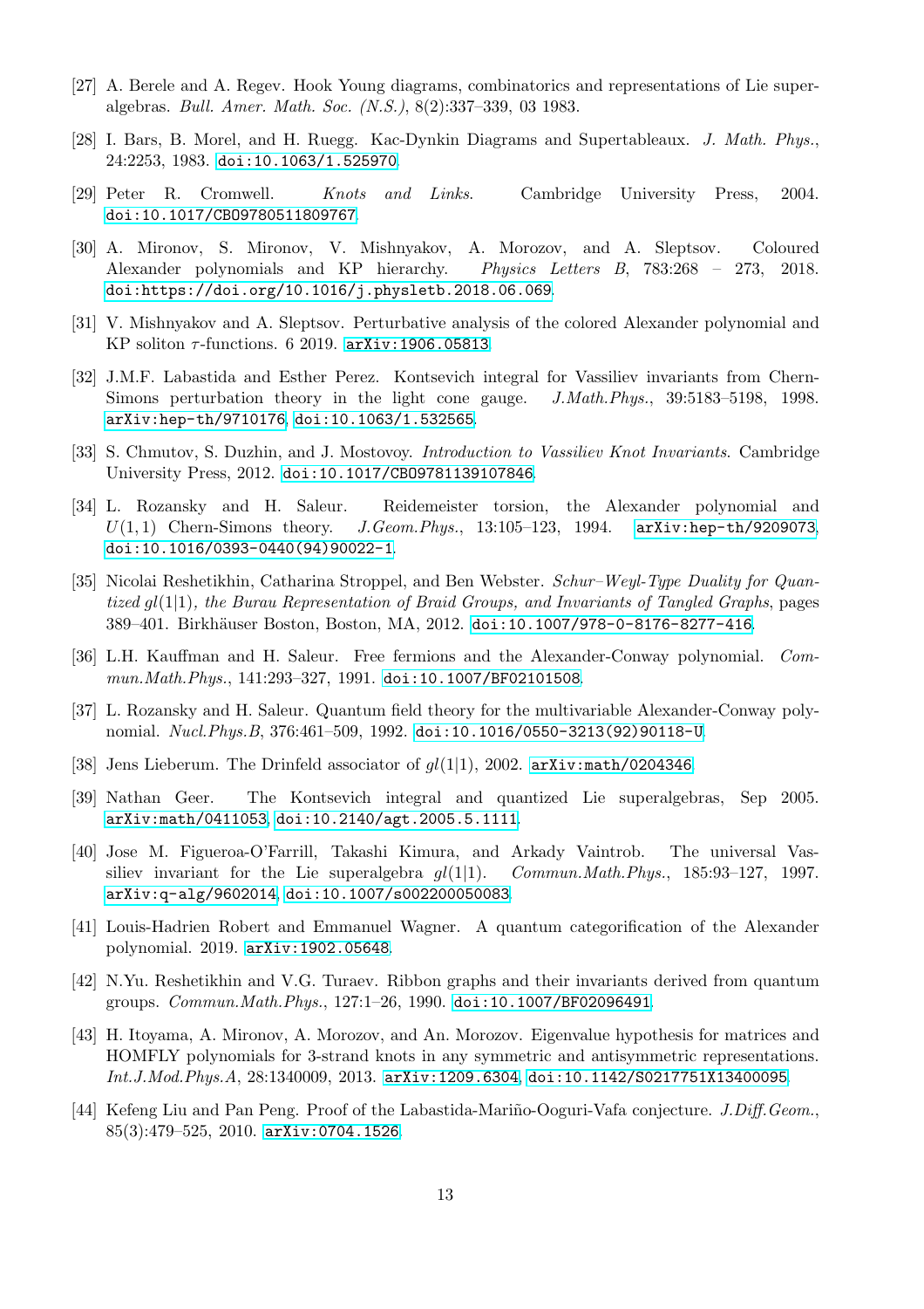[27] A. Berele and A. Regev. Hook Young diagrams, combinatorics and representations of Lie superalgebras. *Bull. Amer. Math. Soc. (N.S.)*, 8(2):337–339, 03 1983.

[28] I. Bars, B. Morel, and H. Ruegg. Kac-Dynkin Diagrams and Supertableaux. *J. Math. Phys.*, 24:2253, 1983. doi:10.1063/1.525970.

[29] Peter R. Cromwell. *Knots and Links*. Cambridge University Press, 2004. doi:10.1017/CBO9780511809767.

[30] A. Mironov, S. Mironov, V. Mishnyakov, A. Morozov, and A. Sleptsov. Coloured Alexander polynomials and KP hierarchy. *Physics Letters B*, 783:268 – 273, 2018. doi:https://doi.org/10.1016/j.physletb.2018.06.069.

[31] V. Mishnyakov and A. Sleptsov. Perturbative analysis of the colored Alexander polynomial and KP soliton $\tau$-functions. 6 2019. arXiv:1906.05813.

[32] J.M.F. Labastida and Esther Perez. Kontsevich integral for Vassiliev invariants from Chern-Simons perturbation theory in the light cone gauge. *J.Math.Phys.*, 39:5183–5198, 1998. arXiv:hep-th/9710176, doi:10.1063/1.532565.

[33] S. Chmutov, S. Duzhin, and J. Mostovoy. *Introduction to Vassiliev Knot Invariants*. Cambridge University Press, 2012. doi:10.1017/CBO9781139107846.

[34] L. Rozansky and H. Saleur. Reidemeister torsion, the Alexander polynomial and $U(1,1)$ Chern-Simons theory. *J.Geom.Phys.*, 13:105–123, 1994. arXiv:hep-th/9209073, doi:10.1016/0393-0440(94)90022-1.

[35] Nicolai Reshetikhin, Catharina Stroppel, and Ben Webster. *Schur–Weyl-Type Duality for Quantized gl(1|1), the Burau Representation of Braid Groups, and Invariants of Tangled Graphs*, pages 389–401. Birkhäuser Boston, Boston, MA, 2012. doi:10.1007/978-0-8176-8277-416.

[36] L.H. Kauffman and H. Saleur. Free fermions and the Alexander-Conway polynomial. *Commun.Math.Phys.*, 141:293–327, 1991. doi:10.1007/BF02101508.

[37] L. Rozansky and H. Saleur. Quantum field theory for the multivariable Alexander-Conway polynomial. *Nucl.Phys.B*, 376:461–509, 1992. doi:10.1016/0550-3213(92)90118-U.

[38] Jens Lieberum. The Drinfeld associator of $gl(1|1)$, 2002. arXiv:math/0204346.

[39] Nathan Geer. The Kontsevich integral and quantized Lie superalgebras, Sep 2005. arXiv:math/0411053, doi:10.2140/agt.2005.5.1111.

[40] Jose M. Figueroa-O'Farrill, Takashi Kimura, and Arkady Vaintrob. The universal Vassiliev invariant for the Lie superalgebra $gl(1|1)$. *Commun.Math.Phys.*, 185:93–127, 1997. arXiv:q-alg/9602014, doi:10.1007/s002200050083.

[41] Louis-Hadrien Robert and Emmanuel Wagner. A quantum categorification of the Alexander polynomial. 2019. arXiv:1902.05648.

[42] N.Yu. Reshetikhin and V.G. Turaev. Ribbon graphs and their invariants derived from quantum groups. *Commun.Math.Phys.*, 127:1–26, 1990. doi:10.1007/BF02096491.

[43] H. Itoyama, A. Mironov, A. Morozov, and An. Morozov. Eigenvalue hypothesis for matrices and HOMFLY polynomials for 3-strand knots in any symmetric and antisymmetric representations. *Int.J.Mod.Phys.A*, 28:1340009, 2013. arXiv:1209.6304, doi:10.1142/S0217751X13400095.

[44] Kefeng Liu and Pan Peng. Proof of the Labastida-Mariño-Ooguri-Vafa conjecture. *J.Diff.Geom.*, 85(3):479–525, 2010. arXiv:0704.1526.